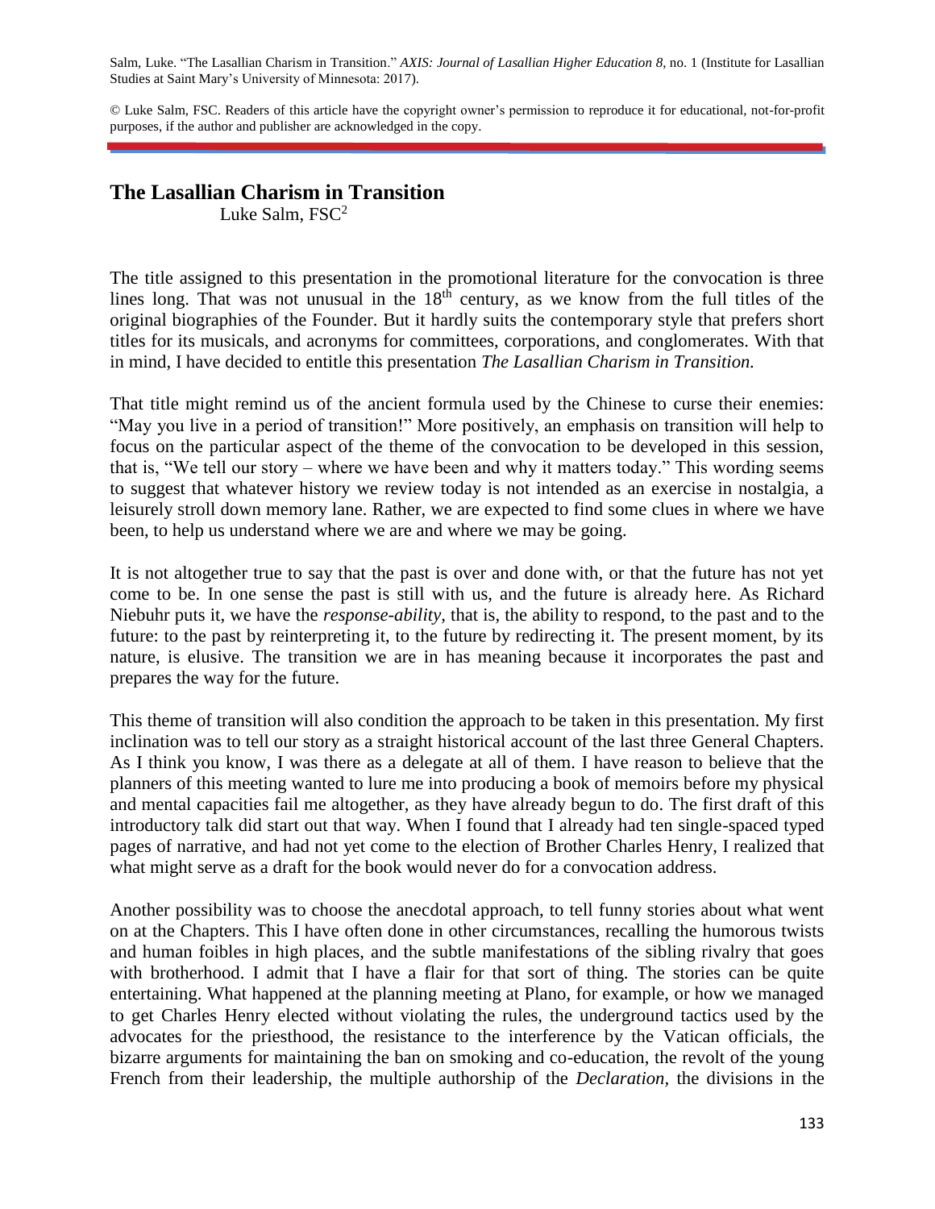Salm, Luke. "The Lasallian Charism in Transition." *AXIS: Journal of Lasallian Higher Education 8*, no. 1 (Institute for Lasallian Studies at Saint Mary's University of Minnesota: 2017).

© Luke Salm, FSC. Readers of this article have the copyright owner's permission to reproduce it for educational, not-for-profit purposes, if the author and publisher are acknowledged in the copy.

# The Lasallian Charism in Transition

Luke Salm, FSC[2]

The title assigned to this presentation in the promotional literature for the convocation is three lines long. That was not unusual in the 18th century, as we know from the full titles of the original biographies of the Founder. But it hardly suits the contemporary style that prefers short titles for its musicals, and acronyms for committees, corporations, and conglomerates. With that in mind, I have decided to entitle this presentation *The Lasallian Charism in Transition.*

That title might remind us of the ancient formula used by the Chinese to curse their enemies: "May you live in a period of transition!" More positively, an emphasis on transition will help to focus on the particular aspect of the theme of the convocation to be developed in this session, that is, "We tell our story – where we have been and why it matters today." This wording seems to suggest that whatever history we review today is not intended as an exercise in nostalgia, a leisurely stroll down memory lane. Rather, we are expected to find some clues in where we have been, to help us understand where we are and where we may be going.

It is not altogether true to say that the past is over and done with, or that the future has not yet come to be. In one sense the past is still with us, and the future is already here. As Richard Niebuhr puts it, we have the *response-ability*, that is, the ability to respond, to the past and to the future: to the past by reinterpreting it, to the future by redirecting it. The present moment, by its nature, is elusive. The transition we are in has meaning because it incorporates the past and prepares the way for the future.

This theme of transition will also condition the approach to be taken in this presentation. My first inclination was to tell our story as a straight historical account of the last three General Chapters. As I think you know, I was there as a delegate at all of them. I have reason to believe that the planners of this meeting wanted to lure me into producing a book of memoirs before my physical and mental capacities fail me altogether, as they have already begun to do. The first draft of this introductory talk did start out that way. When I found that I already had ten single-spaced typed pages of narrative, and had not yet come to the election of Brother Charles Henry, I realized that what might serve as a draft for the book would never do for a convocation address.

Another possibility was to choose the anecdotal approach, to tell funny stories about what went on at the Chapters. This I have often done in other circumstances, recalling the humorous twists and human foibles in high places, and the subtle manifestations of the sibling rivalry that goes with brotherhood. I admit that I have a flair for that sort of thing. The stories can be quite entertaining. What happened at the planning meeting at Plano, for example, or how we managed to get Charles Henry elected without violating the rules, the underground tactics used by the advocates for the priesthood, the resistance to the interference by the Vatican officials, the bizarre arguments for maintaining the ban on smoking and co-education, the revolt of the young French from their leadership, the multiple authorship of the *Declaration*, the divisions in the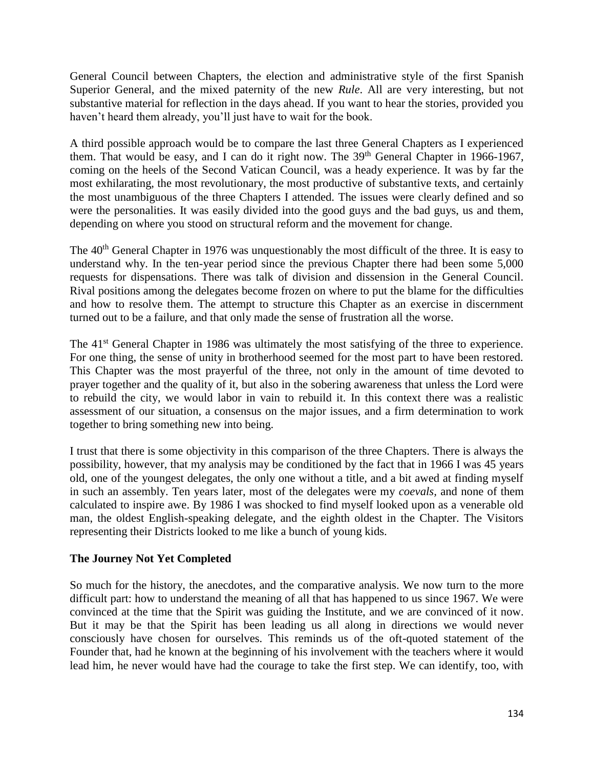General Council between Chapters, the election and administrative style of the first Spanish Superior General, and the mixed paternity of the new *Rule*. All are very interesting, but not substantive material for reflection in the days ahead. If you want to hear the stories, provided you haven't heard them already, you'll just have to wait for the book.

A third possible approach would be to compare the last three General Chapters as I experienced them. That would be easy, and I can do it right now. The 39th General Chapter in 1966-1967, coming on the heels of the Second Vatican Council, was a heady experience. It was by far the most exhilarating, the most revolutionary, the most productive of substantive texts, and certainly the most unambiguous of the three Chapters I attended. The issues were clearly defined and so were the personalities. It was easily divided into the good guys and the bad guys, us and them, depending on where you stood on structural reform and the movement for change.

The 40th General Chapter in 1976 was unquestionably the most difficult of the three. It is easy to understand why. In the ten-year period since the previous Chapter there had been some 5,000 requests for dispensations. There was talk of division and dissension in the General Council. Rival positions among the delegates become frozen on where to put the blame for the difficulties and how to resolve them. The attempt to structure this Chapter as an exercise in discernment turned out to be a failure, and that only made the sense of frustration all the worse.

The 41st General Chapter in 1986 was ultimately the most satisfying of the three to experience. For one thing, the sense of unity in brotherhood seemed for the most part to have been restored. This Chapter was the most prayerful of the three, not only in the amount of time devoted to prayer together and the quality of it, but also in the sobering awareness that unless the Lord were to rebuild the city, we would labor in vain to rebuild it. In this context there was a realistic assessment of our situation, a consensus on the major issues, and a firm determination to work together to bring something new into being.

I trust that there is some objectivity in this comparison of the three Chapters. There is always the possibility, however, that my analysis may be conditioned by the fact that in 1966 I was 45 years old, one of the youngest delegates, the only one without a title, and a bit awed at finding myself in such an assembly. Ten years later, most of the delegates were my *coevals*, and none of them calculated to inspire awe. By 1986 I was shocked to find myself looked upon as a venerable old man, the oldest English-speaking delegate, and the eighth oldest in the Chapter. The Visitors representing their Districts looked to me like a bunch of young kids.

**The Journey Not Yet Completed**

So much for the history, the anecdotes, and the comparative analysis. We now turn to the more difficult part: how to understand the meaning of all that has happened to us since 1967. We were convinced at the time that the Spirit was guiding the Institute, and we are convinced of it now. But it may be that the Spirit has been leading us all along in directions we would never consciously have chosen for ourselves. This reminds us of the oft-quoted statement of the Founder that, had he known at the beginning of his involvement with the teachers where it would lead him, he never would have had the courage to take the first step. We can identify, too, with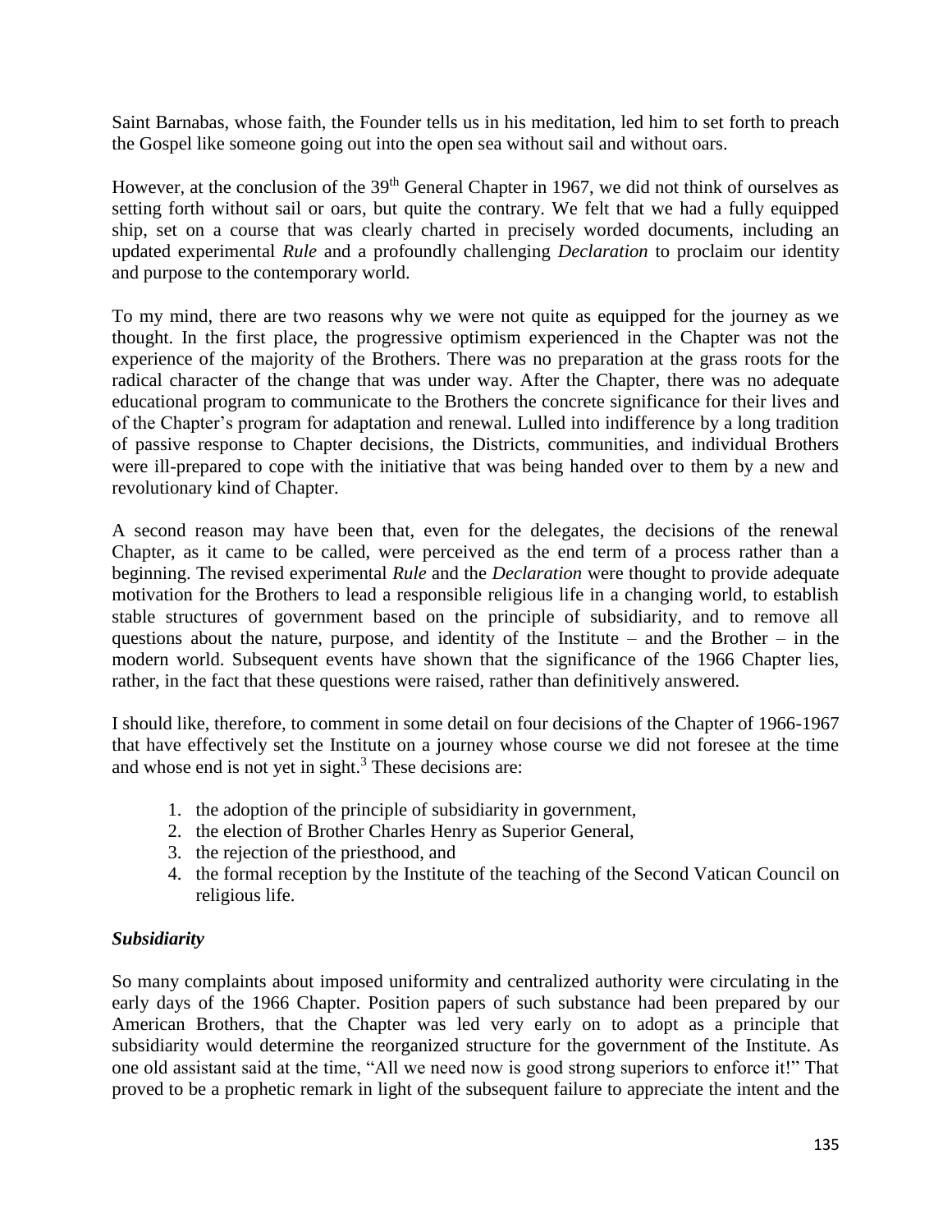Saint Barnabas, whose faith, the Founder tells us in his meditation, led him to set forth to preach the Gospel like someone going out into the open sea without sail and without oars.

However, at the conclusion of the 39th General Chapter in 1967, we did not think of ourselves as setting forth without sail or oars, but quite the contrary. We felt that we had a fully equipped ship, set on a course that was clearly charted in precisely worded documents, including an updated experimental *Rule* and a profoundly challenging *Declaration* to proclaim our identity and purpose to the contemporary world.

To my mind, there are two reasons why we were not quite as equipped for the journey as we thought. In the first place, the progressive optimism experienced in the Chapter was not the experience of the majority of the Brothers. There was no preparation at the grass roots for the radical character of the change that was under way. After the Chapter, there was no adequate educational program to communicate to the Brothers the concrete significance for their lives and of the Chapter's program for adaptation and renewal. Lulled into indifference by a long tradition of passive response to Chapter decisions, the Districts, communities, and individual Brothers were ill-prepared to cope with the initiative that was being handed over to them by a new and revolutionary kind of Chapter.

A second reason may have been that, even for the delegates, the decisions of the renewal Chapter, as it came to be called, were perceived as the end term of a process rather than a beginning. The revised experimental *Rule* and the *Declaration* were thought to provide adequate motivation for the Brothers to lead a responsible religious life in a changing world, to establish stable structures of government based on the principle of subsidiarity, and to remove all questions about the nature, purpose, and identity of the Institute – and the Brother – in the modern world. Subsequent events have shown that the significance of the 1966 Chapter lies, rather, in the fact that these questions were raised, rather than definitively answered.

I should like, therefore, to comment in some detail on four decisions of the Chapter of 1966-1967 that have effectively set the Institute on a journey whose course we did not foresee at the time and whose end is not yet in sight.[3] These decisions are:

1. the adoption of the principle of subsidiarity in government,
2. the election of Brother Charles Henry as Superior General,
3. the rejection of the priesthood, and
4. the formal reception by the Institute of the teaching of the Second Vatican Council on religious life.

### *Subsidiarity*

So many complaints about imposed uniformity and centralized authority were circulating in the early days of the 1966 Chapter. Position papers of such substance had been prepared by our American Brothers, that the Chapter was led very early on to adopt as a principle that subsidiarity would determine the reorganized structure for the government of the Institute. As one old assistant said at the time, "All we need now is good strong superiors to enforce it!" That proved to be a prophetic remark in light of the subsequent failure to appreciate the intent and the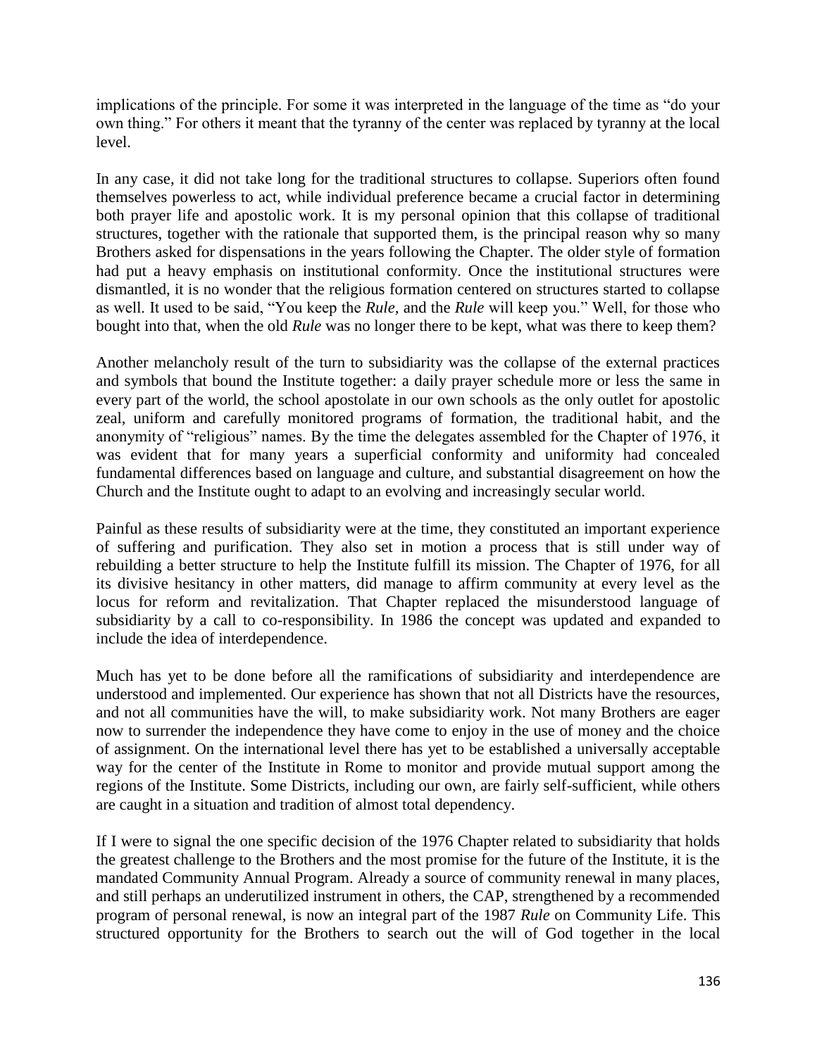implications of the principle. For some it was interpreted in the language of the time as "do your own thing." For others it meant that the tyranny of the center was replaced by tyranny at the local level.

In any case, it did not take long for the traditional structures to collapse. Superiors often found themselves powerless to act, while individual preference became a crucial factor in determining both prayer life and apostolic work. It is my personal opinion that this collapse of traditional structures, together with the rationale that supported them, is the principal reason why so many Brothers asked for dispensations in the years following the Chapter. The older style of formation had put a heavy emphasis on institutional conformity. Once the institutional structures were dismantled, it is no wonder that the religious formation centered on structures started to collapse as well. It used to be said, "You keep the *Rule,* and the *Rule* will keep you." Well, for those who bought into that, when the old *Rule* was no longer there to be kept, what was there to keep them?

Another melancholy result of the turn to subsidiarity was the collapse of the external practices and symbols that bound the Institute together: a daily prayer schedule more or less the same in every part of the world, the school apostolate in our own schools as the only outlet for apostolic zeal, uniform and carefully monitored programs of formation, the traditional habit, and the anonymity of "religious" names. By the time the delegates assembled for the Chapter of 1976, it was evident that for many years a superficial conformity and uniformity had concealed fundamental differences based on language and culture, and substantial disagreement on how the Church and the Institute ought to adapt to an evolving and increasingly secular world.

Painful as these results of subsidiarity were at the time, they constituted an important experience of suffering and purification. They also set in motion a process that is still under way of rebuilding a better structure to help the Institute fulfill its mission. The Chapter of 1976, for all its divisive hesitancy in other matters, did manage to affirm community at every level as the locus for reform and revitalization. That Chapter replaced the misunderstood language of subsidiarity by a call to co-responsibility. In 1986 the concept was updated and expanded to include the idea of interdependence.

Much has yet to be done before all the ramifications of subsidiarity and interdependence are understood and implemented. Our experience has shown that not all Districts have the resources, and not all communities have the will, to make subsidiarity work. Not many Brothers are eager now to surrender the independence they have come to enjoy in the use of money and the choice of assignment. On the international level there has yet to be established a universally acceptable way for the center of the Institute in Rome to monitor and provide mutual support among the regions of the Institute. Some Districts, including our own, are fairly self-sufficient, while others are caught in a situation and tradition of almost total dependency.

If I were to signal the one specific decision of the 1976 Chapter related to subsidiarity that holds the greatest challenge to the Brothers and the most promise for the future of the Institute, it is the mandated Community Annual Program. Already a source of community renewal in many places, and still perhaps an underutilized instrument in others, the CAP, strengthened by a recommended program of personal renewal, is now an integral part of the 1987 *Rule* on Community Life. This structured opportunity for the Brothers to search out the will of God together in the local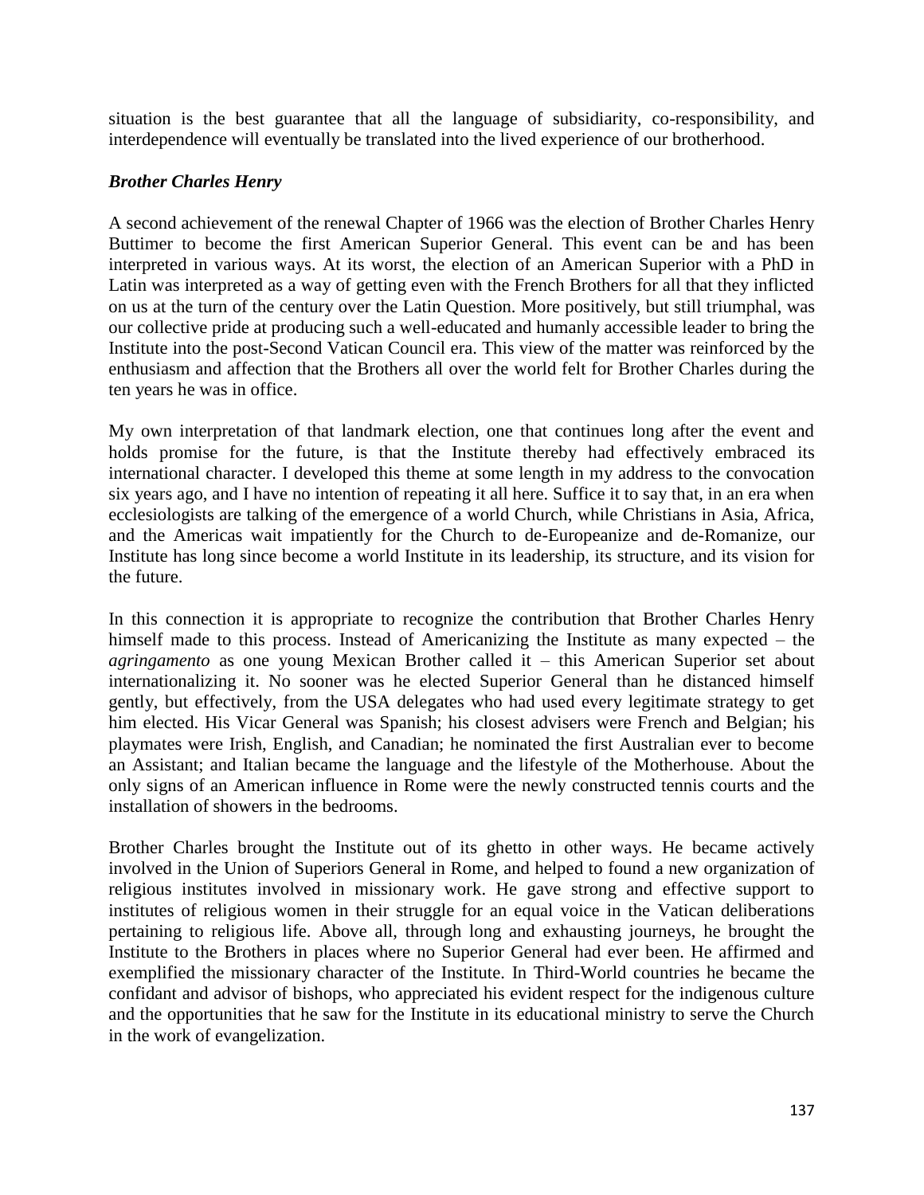situation is the best guarantee that all the language of subsidiarity, co-responsibility, and interdependence will eventually be translated into the lived experience of our brotherhood.

### *Brother Charles Henry*

A second achievement of the renewal Chapter of 1966 was the election of Brother Charles Henry Buttimer to become the first American Superior General. This event can be and has been interpreted in various ways. At its worst, the election of an American Superior with a PhD in Latin was interpreted as a way of getting even with the French Brothers for all that they inflicted on us at the turn of the century over the Latin Question. More positively, but still triumphal, was our collective pride at producing such a well-educated and humanly accessible leader to bring the Institute into the post-Second Vatican Council era. This view of the matter was reinforced by the enthusiasm and affection that the Brothers all over the world felt for Brother Charles during the ten years he was in office.

My own interpretation of that landmark election, one that continues long after the event and holds promise for the future, is that the Institute thereby had effectively embraced its international character. I developed this theme at some length in my address to the convocation six years ago, and I have no intention of repeating it all here. Suffice it to say that, in an era when ecclesiologists are talking of the emergence of a world Church, while Christians in Asia, Africa, and the Americas wait impatiently for the Church to de-Europeanize and de-Romanize, our Institute has long since become a world Institute in its leadership, its structure, and its vision for the future.

In this connection it is appropriate to recognize the contribution that Brother Charles Henry himself made to this process. Instead of Americanizing the Institute as many expected – the *agringamento* as one young Mexican Brother called it – this American Superior set about internationalizing it. No sooner was he elected Superior General than he distanced himself gently, but effectively, from the USA delegates who had used every legitimate strategy to get him elected. His Vicar General was Spanish; his closest advisers were French and Belgian; his playmates were Irish, English, and Canadian; he nominated the first Australian ever to become an Assistant; and Italian became the language and the lifestyle of the Motherhouse. About the only signs of an American influence in Rome were the newly constructed tennis courts and the installation of showers in the bedrooms.

Brother Charles brought the Institute out of its ghetto in other ways. He became actively involved in the Union of Superiors General in Rome, and helped to found a new organization of religious institutes involved in missionary work. He gave strong and effective support to institutes of religious women in their struggle for an equal voice in the Vatican deliberations pertaining to religious life. Above all, through long and exhausting journeys, he brought the Institute to the Brothers in places where no Superior General had ever been. He affirmed and exemplified the missionary character of the Institute. In Third-World countries he became the confidant and advisor of bishops, who appreciated his evident respect for the indigenous culture and the opportunities that he saw for the Institute in its educational ministry to serve the Church in the work of evangelization.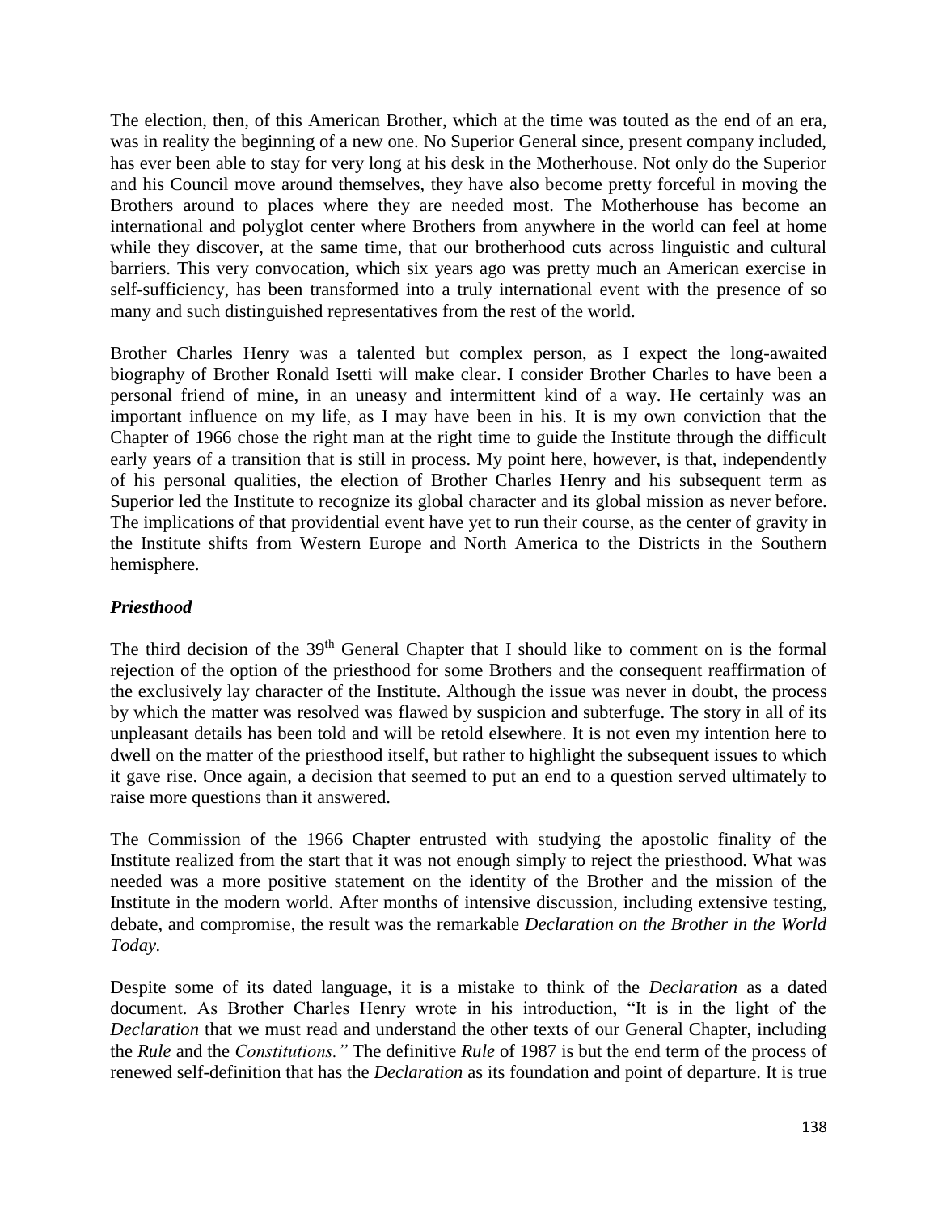The election, then, of this American Brother, which at the time was touted as the end of an era, was in reality the beginning of a new one. No Superior General since, present company included, has ever been able to stay for very long at his desk in the Motherhouse. Not only do the Superior and his Council move around themselves, they have also become pretty forceful in moving the Brothers around to places where they are needed most. The Motherhouse has become an international and polyglot center where Brothers from anywhere in the world can feel at home while they discover, at the same time, that our brotherhood cuts across linguistic and cultural barriers. This very convocation, which six years ago was pretty much an American exercise in self-sufficiency, has been transformed into a truly international event with the presence of so many and such distinguished representatives from the rest of the world.

Brother Charles Henry was a talented but complex person, as I expect the long-awaited biography of Brother Ronald Isetti will make clear. I consider Brother Charles to have been a personal friend of mine, in an uneasy and intermittent kind of a way. He certainly was an important influence on my life, as I may have been in his. It is my own conviction that the Chapter of 1966 chose the right man at the right time to guide the Institute through the difficult early years of a transition that is still in process. My point here, however, is that, independently of his personal qualities, the election of Brother Charles Henry and his subsequent term as Superior led the Institute to recognize its global character and its global mission as never before. The implications of that providential event have yet to run their course, as the center of gravity in the Institute shifts from Western Europe and North America to the Districts in the Southern hemisphere.

### *Priesthood*

The third decision of the 39th General Chapter that I should like to comment on is the formal rejection of the option of the priesthood for some Brothers and the consequent reaffirmation of the exclusively lay character of the Institute. Although the issue was never in doubt, the process by which the matter was resolved was flawed by suspicion and subterfuge. The story in all of its unpleasant details has been told and will be retold elsewhere. It is not even my intention here to dwell on the matter of the priesthood itself, but rather to highlight the subsequent issues to which it gave rise. Once again, a decision that seemed to put an end to a question served ultimately to raise more questions than it answered.

The Commission of the 1966 Chapter entrusted with studying the apostolic finality of the Institute realized from the start that it was not enough simply to reject the priesthood. What was needed was a more positive statement on the identity of the Brother and the mission of the Institute in the modern world. After months of intensive discussion, including extensive testing, debate, and compromise, the result was the remarkable *Declaration on the Brother in the World Today.*

Despite some of its dated language, it is a mistake to think of the *Declaration* as a dated document. As Brother Charles Henry wrote in his introduction, "It is in the light of the *Declaration* that we must read and understand the other texts of our General Chapter, including the *Rule* and the *Constitutions."* The definitive *Rule* of 1987 is but the end term of the process of renewed self-definition that has the *Declaration* as its foundation and point of departure. It is true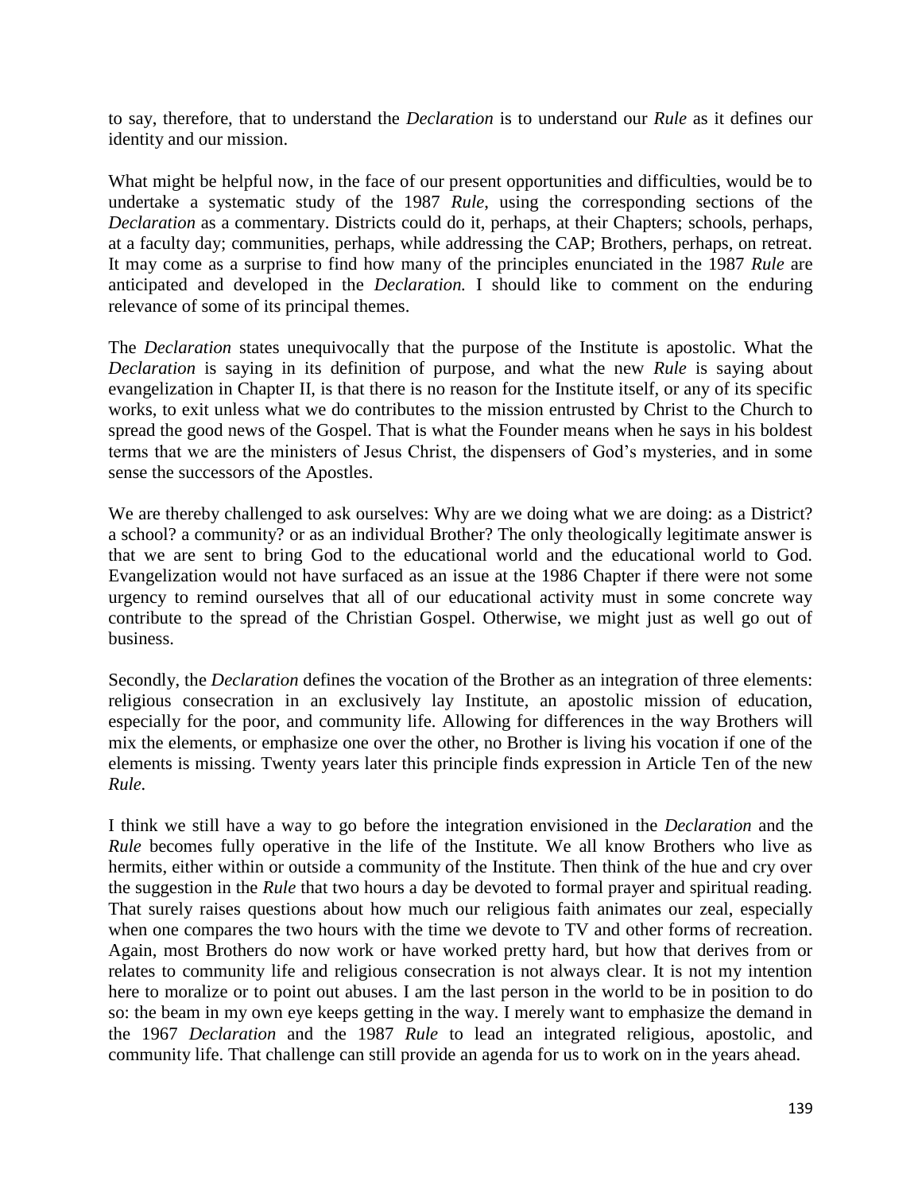to say, therefore, that to understand the *Declaration* is to understand our *Rule* as it defines our identity and our mission.

What might be helpful now, in the face of our present opportunities and difficulties, would be to undertake a systematic study of the 1987 *Rule*, using the corresponding sections of the *Declaration* as a commentary. Districts could do it, perhaps, at their Chapters; schools, perhaps, at a faculty day; communities, perhaps, while addressing the CAP; Brothers, perhaps, on retreat. It may come as a surprise to find how many of the principles enunciated in the 1987 *Rule* are anticipated and developed in the *Declaration.* I should like to comment on the enduring relevance of some of its principal themes.

The *Declaration* states unequivocally that the purpose of the Institute is apostolic. What the *Declaration* is saying in its definition of purpose, and what the new *Rule* is saying about evangelization in Chapter II, is that there is no reason for the Institute itself, or any of its specific works, to exit unless what we do contributes to the mission entrusted by Christ to the Church to spread the good news of the Gospel. That is what the Founder means when he says in his boldest terms that we are the ministers of Jesus Christ, the dispensers of God's mysteries, and in some sense the successors of the Apostles.

We are thereby challenged to ask ourselves: Why are we doing what we are doing: as a District? a school? a community? or as an individual Brother? The only theologically legitimate answer is that we are sent to bring God to the educational world and the educational world to God. Evangelization would not have surfaced as an issue at the 1986 Chapter if there were not some urgency to remind ourselves that all of our educational activity must in some concrete way contribute to the spread of the Christian Gospel. Otherwise, we might just as well go out of business.

Secondly, the *Declaration* defines the vocation of the Brother as an integration of three elements: religious consecration in an exclusively lay Institute, an apostolic mission of education, especially for the poor, and community life. Allowing for differences in the way Brothers will mix the elements, or emphasize one over the other, no Brother is living his vocation if one of the elements is missing. Twenty years later this principle finds expression in Article Ten of the new *Rule.*

I think we still have a way to go before the integration envisioned in the *Declaration* and the *Rule* becomes fully operative in the life of the Institute. We all know Brothers who live as hermits, either within or outside a community of the Institute. Then think of the hue and cry over the suggestion in the *Rule* that two hours a day be devoted to formal prayer and spiritual reading. That surely raises questions about how much our religious faith animates our zeal, especially when one compares the two hours with the time we devote to TV and other forms of recreation. Again, most Brothers do now work or have worked pretty hard, but how that derives from or relates to community life and religious consecration is not always clear. It is not my intention here to moralize or to point out abuses. I am the last person in the world to be in position to do so: the beam in my own eye keeps getting in the way. I merely want to emphasize the demand in the 1967 *Declaration* and the 1987 *Rule* to lead an integrated religious, apostolic, and community life. That challenge can still provide an agenda for us to work on in the years ahead.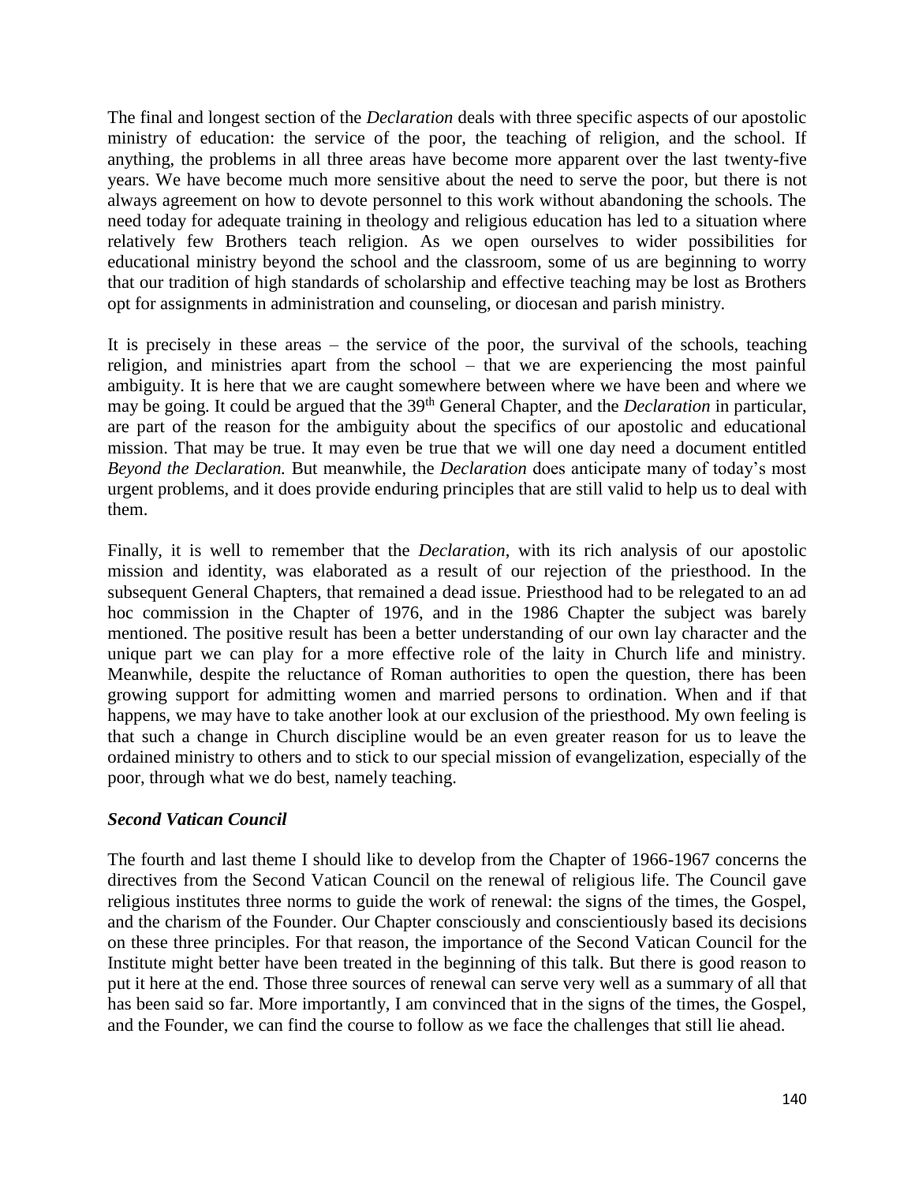The final and longest section of the *Declaration* deals with three specific aspects of our apostolic ministry of education: the service of the poor, the teaching of religion, and the school. If anything, the problems in all three areas have become more apparent over the last twenty-five years. We have become much more sensitive about the need to serve the poor, but there is not always agreement on how to devote personnel to this work without abandoning the schools. The need today for adequate training in theology and religious education has led to a situation where relatively few Brothers teach religion. As we open ourselves to wider possibilities for educational ministry beyond the school and the classroom, some of us are beginning to worry that our tradition of high standards of scholarship and effective teaching may be lost as Brothers opt for assignments in administration and counseling, or diocesan and parish ministry.

It is precisely in these areas – the service of the poor, the survival of the schools, teaching religion, and ministries apart from the school – that we are experiencing the most painful ambiguity. It is here that we are caught somewhere between where we have been and where we may be going. It could be argued that the 39th General Chapter, and the *Declaration* in particular, are part of the reason for the ambiguity about the specifics of our apostolic and educational mission. That may be true. It may even be true that we will one day need a document entitled *Beyond the Declaration.* But meanwhile, the *Declaration* does anticipate many of today's most urgent problems, and it does provide enduring principles that are still valid to help us to deal with them.

Finally, it is well to remember that the *Declaration,* with its rich analysis of our apostolic mission and identity, was elaborated as a result of our rejection of the priesthood. In the subsequent General Chapters, that remained a dead issue. Priesthood had to be relegated to an ad hoc commission in the Chapter of 1976, and in the 1986 Chapter the subject was barely mentioned. The positive result has been a better understanding of our own lay character and the unique part we can play for a more effective role of the laity in Church life and ministry. Meanwhile, despite the reluctance of Roman authorities to open the question, there has been growing support for admitting women and married persons to ordination. When and if that happens, we may have to take another look at our exclusion of the priesthood. My own feeling is that such a change in Church discipline would be an even greater reason for us to leave the ordained ministry to others and to stick to our special mission of evangelization, especially of the poor, through what we do best, namely teaching.

### *Second Vatican Council*

The fourth and last theme I should like to develop from the Chapter of 1966-1967 concerns the directives from the Second Vatican Council on the renewal of religious life. The Council gave religious institutes three norms to guide the work of renewal: the signs of the times, the Gospel, and the charism of the Founder. Our Chapter consciously and conscientiously based its decisions on these three principles. For that reason, the importance of the Second Vatican Council for the Institute might better have been treated in the beginning of this talk. But there is good reason to put it here at the end. Those three sources of renewal can serve very well as a summary of all that has been said so far. More importantly, I am convinced that in the signs of the times, the Gospel, and the Founder, we can find the course to follow as we face the challenges that still lie ahead.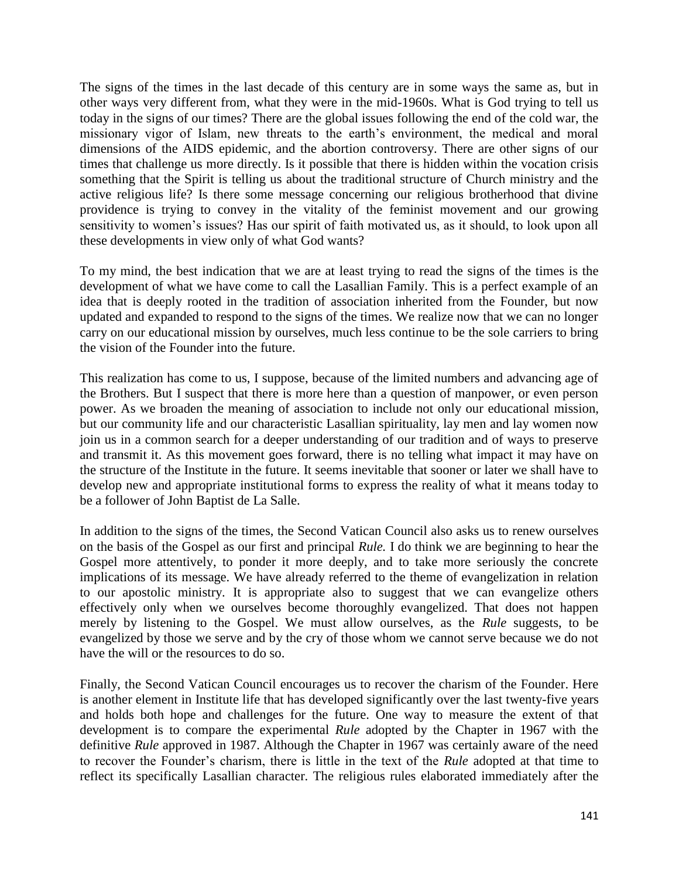The signs of the times in the last decade of this century are in some ways the same as, but in other ways very different from, what they were in the mid-1960s. What is God trying to tell us today in the signs of our times? There are the global issues following the end of the cold war, the missionary vigor of Islam, new threats to the earth's environment, the medical and moral dimensions of the AIDS epidemic, and the abortion controversy. There are other signs of our times that challenge us more directly. Is it possible that there is hidden within the vocation crisis something that the Spirit is telling us about the traditional structure of Church ministry and the active religious life? Is there some message concerning our religious brotherhood that divine providence is trying to convey in the vitality of the feminist movement and our growing sensitivity to women's issues? Has our spirit of faith motivated us, as it should, to look upon all these developments in view only of what God wants?

To my mind, the best indication that we are at least trying to read the signs of the times is the development of what we have come to call the Lasallian Family. This is a perfect example of an idea that is deeply rooted in the tradition of association inherited from the Founder, but now updated and expanded to respond to the signs of the times. We realize now that we can no longer carry on our educational mission by ourselves, much less continue to be the sole carriers to bring the vision of the Founder into the future.

This realization has come to us, I suppose, because of the limited numbers and advancing age of the Brothers. But I suspect that there is more here than a question of manpower, or even person power. As we broaden the meaning of association to include not only our educational mission, but our community life and our characteristic Lasallian spirituality, lay men and lay women now join us in a common search for a deeper understanding of our tradition and of ways to preserve and transmit it. As this movement goes forward, there is no telling what impact it may have on the structure of the Institute in the future. It seems inevitable that sooner or later we shall have to develop new and appropriate institutional forms to express the reality of what it means today to be a follower of John Baptist de La Salle.

In addition to the signs of the times, the Second Vatican Council also asks us to renew ourselves on the basis of the Gospel as our first and principal *Rule.* I do think we are beginning to hear the Gospel more attentively, to ponder it more deeply, and to take more seriously the concrete implications of its message. We have already referred to the theme of evangelization in relation to our apostolic ministry. It is appropriate also to suggest that we can evangelize others effectively only when we ourselves become thoroughly evangelized. That does not happen merely by listening to the Gospel. We must allow ourselves, as the *Rule* suggests, to be evangelized by those we serve and by the cry of those whom we cannot serve because we do not have the will or the resources to do so.

Finally, the Second Vatican Council encourages us to recover the charism of the Founder. Here is another element in Institute life that has developed significantly over the last twenty-five years and holds both hope and challenges for the future. One way to measure the extent of that development is to compare the experimental *Rule* adopted by the Chapter in 1967 with the definitive *Rule* approved in 1987. Although the Chapter in 1967 was certainly aware of the need to recover the Founder's charism, there is little in the text of the *Rule* adopted at that time to reflect its specifically Lasallian character. The religious rules elaborated immediately after the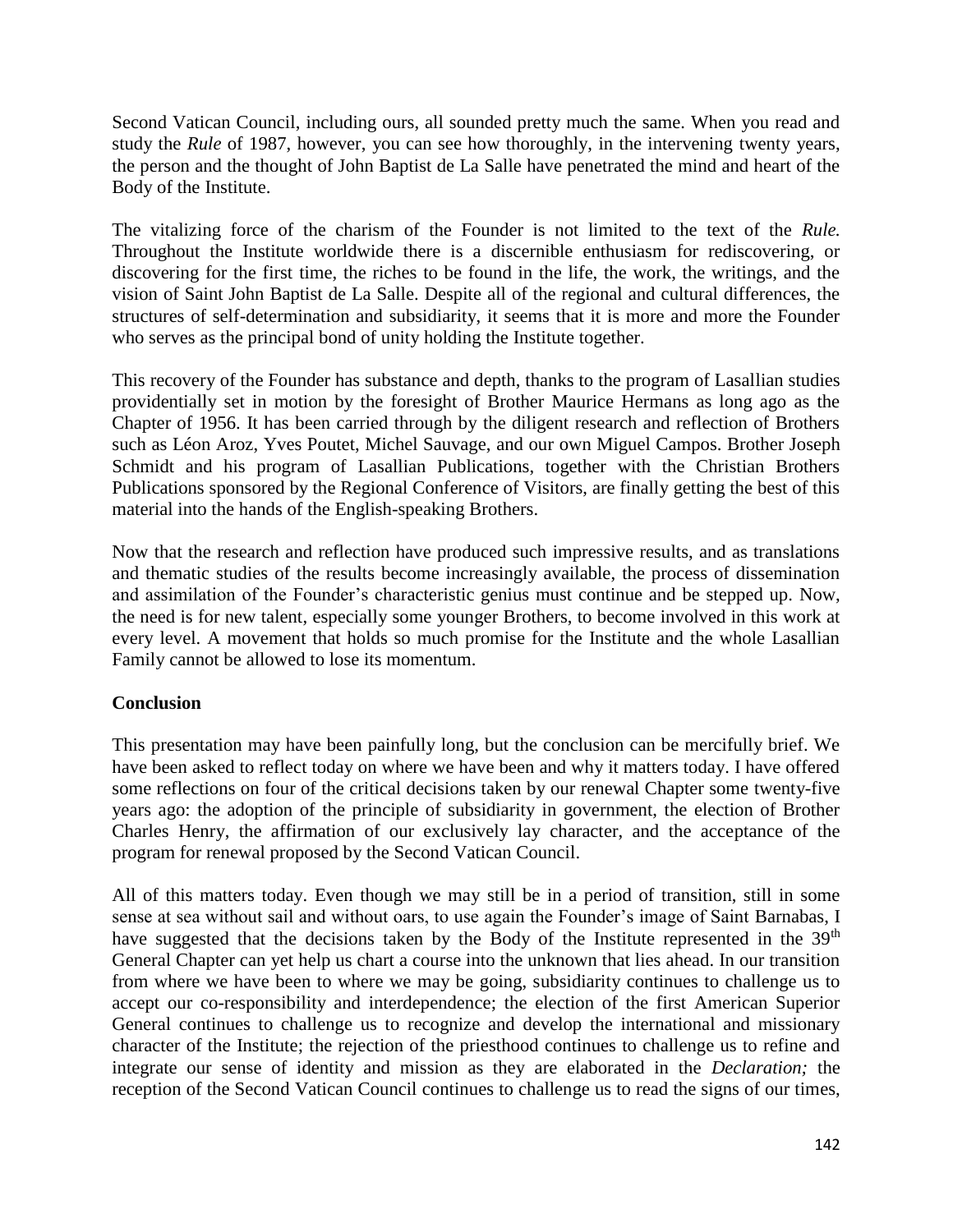Second Vatican Council, including ours, all sounded pretty much the same. When you read and study the *Rule* of 1987, however, you can see how thoroughly, in the intervening twenty years, the person and the thought of John Baptist de La Salle have penetrated the mind and heart of the Body of the Institute.

The vitalizing force of the charism of the Founder is not limited to the text of the *Rule.* Throughout the Institute worldwide there is a discernible enthusiasm for rediscovering, or discovering for the first time, the riches to be found in the life, the work, the writings, and the vision of Saint John Baptist de La Salle. Despite all of the regional and cultural differences, the structures of self-determination and subsidiarity, it seems that it is more and more the Founder who serves as the principal bond of unity holding the Institute together.

This recovery of the Founder has substance and depth, thanks to the program of Lasallian studies providentially set in motion by the foresight of Brother Maurice Hermans as long ago as the Chapter of 1956. It has been carried through by the diligent research and reflection of Brothers such as Léon Aroz, Yves Poutet, Michel Sauvage, and our own Miguel Campos. Brother Joseph Schmidt and his program of Lasallian Publications, together with the Christian Brothers Publications sponsored by the Regional Conference of Visitors, are finally getting the best of this material into the hands of the English-speaking Brothers.

Now that the research and reflection have produced such impressive results, and as translations and thematic studies of the results become increasingly available, the process of dissemination and assimilation of the Founder's characteristic genius must continue and be stepped up. Now, the need is for new talent, especially some younger Brothers, to become involved in this work at every level. A movement that holds so much promise for the Institute and the whole Lasallian Family cannot be allowed to lose its momentum.

**Conclusion**

This presentation may have been painfully long, but the conclusion can be mercifully brief. We have been asked to reflect today on where we have been and why it matters today. I have offered some reflections on four of the critical decisions taken by our renewal Chapter some twenty-five years ago: the adoption of the principle of subsidiarity in government, the election of Brother Charles Henry, the affirmation of our exclusively lay character, and the acceptance of the program for renewal proposed by the Second Vatican Council.

All of this matters today. Even though we may still be in a period of transition, still in some sense at sea without sail and without oars, to use again the Founder's image of Saint Barnabas, I have suggested that the decisions taken by the Body of the Institute represented in the 39th General Chapter can yet help us chart a course into the unknown that lies ahead. In our transition from where we have been to where we may be going, subsidiarity continues to challenge us to accept our co-responsibility and interdependence; the election of the first American Superior General continues to challenge us to recognize and develop the international and missionary character of the Institute; the rejection of the priesthood continues to challenge us to refine and integrate our sense of identity and mission as they are elaborated in the *Declaration;* the reception of the Second Vatican Council continues to challenge us to read the signs of our times,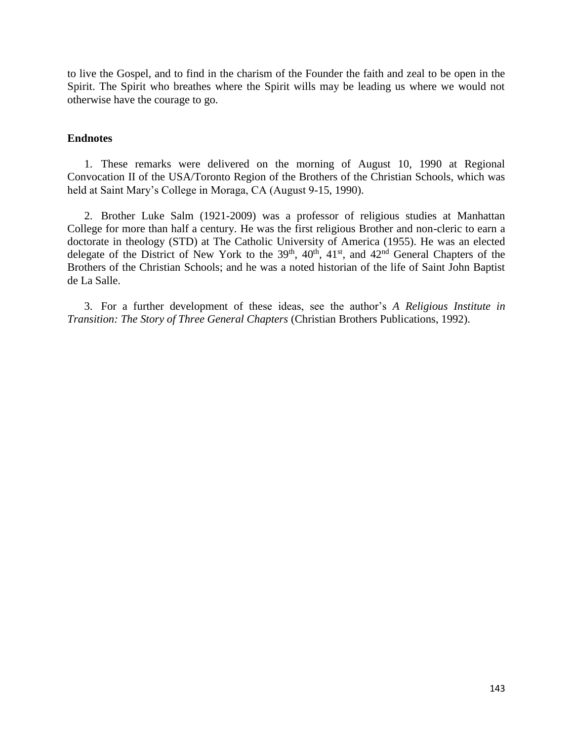to live the Gospel, and to find in the charism of the Founder the faith and zeal to be open in the Spirit. The Spirit who breathes where the Spirit wills may be leading us where we would not otherwise have the courage to go.

**Endnotes**

1. These remarks were delivered on the morning of August 10, 1990 at Regional Convocation II of the USA/Toronto Region of the Brothers of the Christian Schools, which was held at Saint Mary's College in Moraga, CA (August 9-15, 1990).

2. Brother Luke Salm (1921-2009) was a professor of religious studies at Manhattan College for more than half a century. He was the first religious Brother and non-cleric to earn a doctorate in theology (STD) at The Catholic University of America (1955). He was an elected delegate of the District of New York to the 39th, 40th, 41st, and 42nd General Chapters of the Brothers of the Christian Schools; and he was a noted historian of the life of Saint John Baptist de La Salle.

3. For a further development of these ideas, see the author's *A Religious Institute in Transition: The Story of Three General Chapters* (Christian Brothers Publications, 1992).